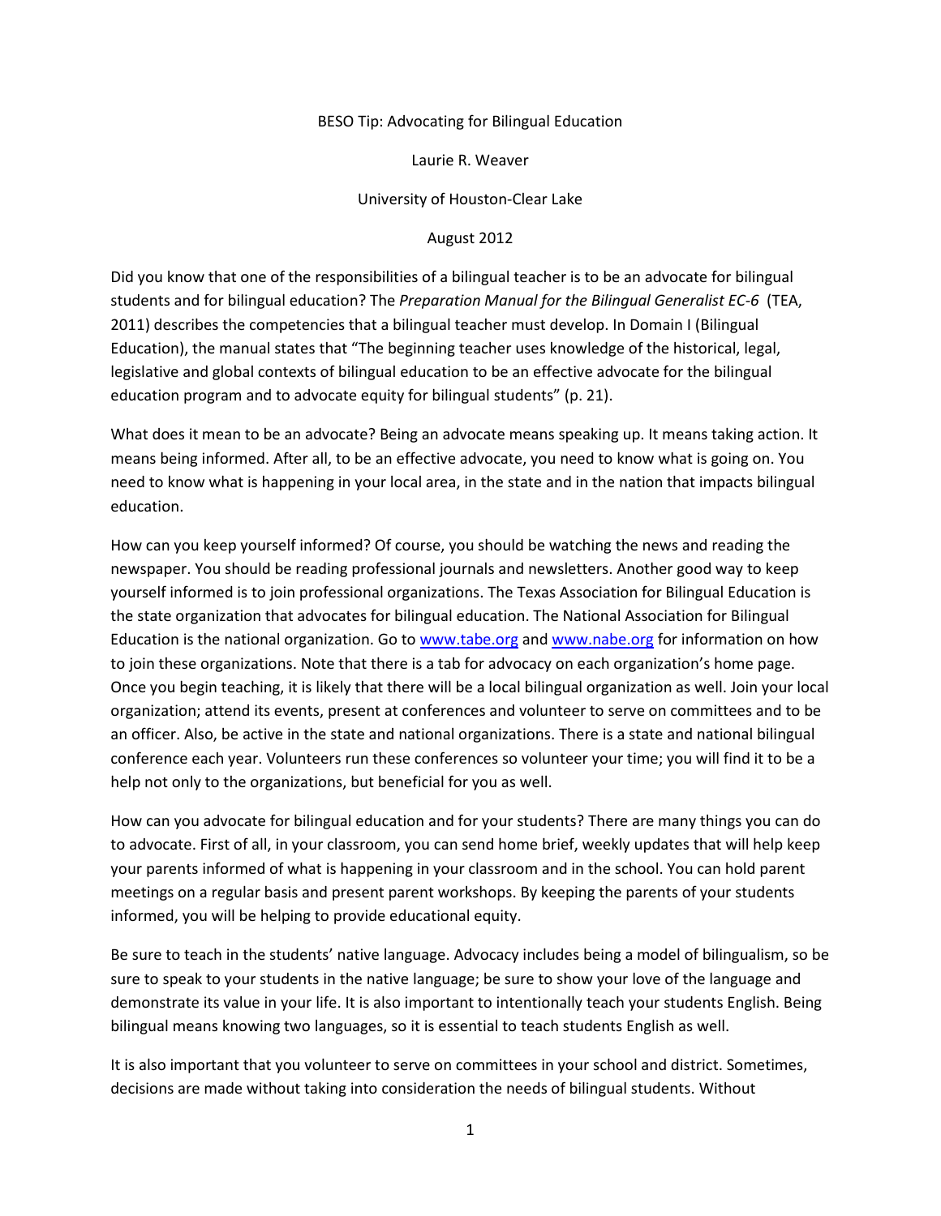# BESO Tip: Advocating for Bilingual Education

Laurie R. Weaver

University of Houston-Clear Lake

August 2012

Did you know that one of the responsibilities of a bilingual teacher is to be an advocate for bilingual students and for bilingual education? The *Preparation Manual for the Bilingual Generalist EC-6* (TEA, 2011) describes the competencies that a bilingual teacher must develop. In Domain I (Bilingual Education), the manual states that "The beginning teacher uses knowledge of the historical, legal, legislative and global contexts of bilingual education to be an effective advocate for the bilingual education program and to advocate equity for bilingual students" (p. 21).

What does it mean to be an advocate? Being an advocate means speaking up. It means taking action. It means being informed. After all, to be an effective advocate, you need to know what is going on. You need to know what is happening in your local area, in the state and in the nation that impacts bilingual education.

How can you keep yourself informed? Of course, you should be watching the news and reading the newspaper. You should be reading professional journals and newsletters. Another good way to keep yourself informed is to join professional organizations. The Texas Association for Bilingual Education is the state organization that advocates for bilingual education. The National Association for Bilingual Education is the national organization. Go to [www.tabe.org](http://www.tabe.org) and [www.nabe.org](http://www.nabe.org) for information on how to join these organizations. Note that there is a tab for advocacy on each organization's home page. Once you begin teaching, it is likely that there will be a local bilingual organization as well. Join your local organization; attend its events, present at conferences and volunteer to serve on committees and to be an officer. Also, be active in the state and national organizations. There is a state and national bilingual conference each year. Volunteers run these conferences so volunteer your time; you will find it to be a help not only to the organizations, but beneficial for you as well.

How can you advocate for bilingual education and for your students? There are many things you can do to advocate. First of all, in your classroom, you can send home brief, weekly updates that will help keep your parents informed of what is happening in your classroom and in the school. You can hold parent meetings on a regular basis and present parent workshops. By keeping the parents of your students informed, you will be helping to provide educational equity.

Be sure to teach in the students' native language. Advocacy includes being a model of bilingualism, so be sure to speak to your students in the native language; be sure to show your love of the language and demonstrate its value in your life. It is also important to intentionally teach your students English. Being bilingual means knowing two languages, so it is essential to teach students English as well.

It is also important that you volunteer to serve on committees in your school and district. Sometimes, decisions are made without taking into consideration the needs of bilingual students. Without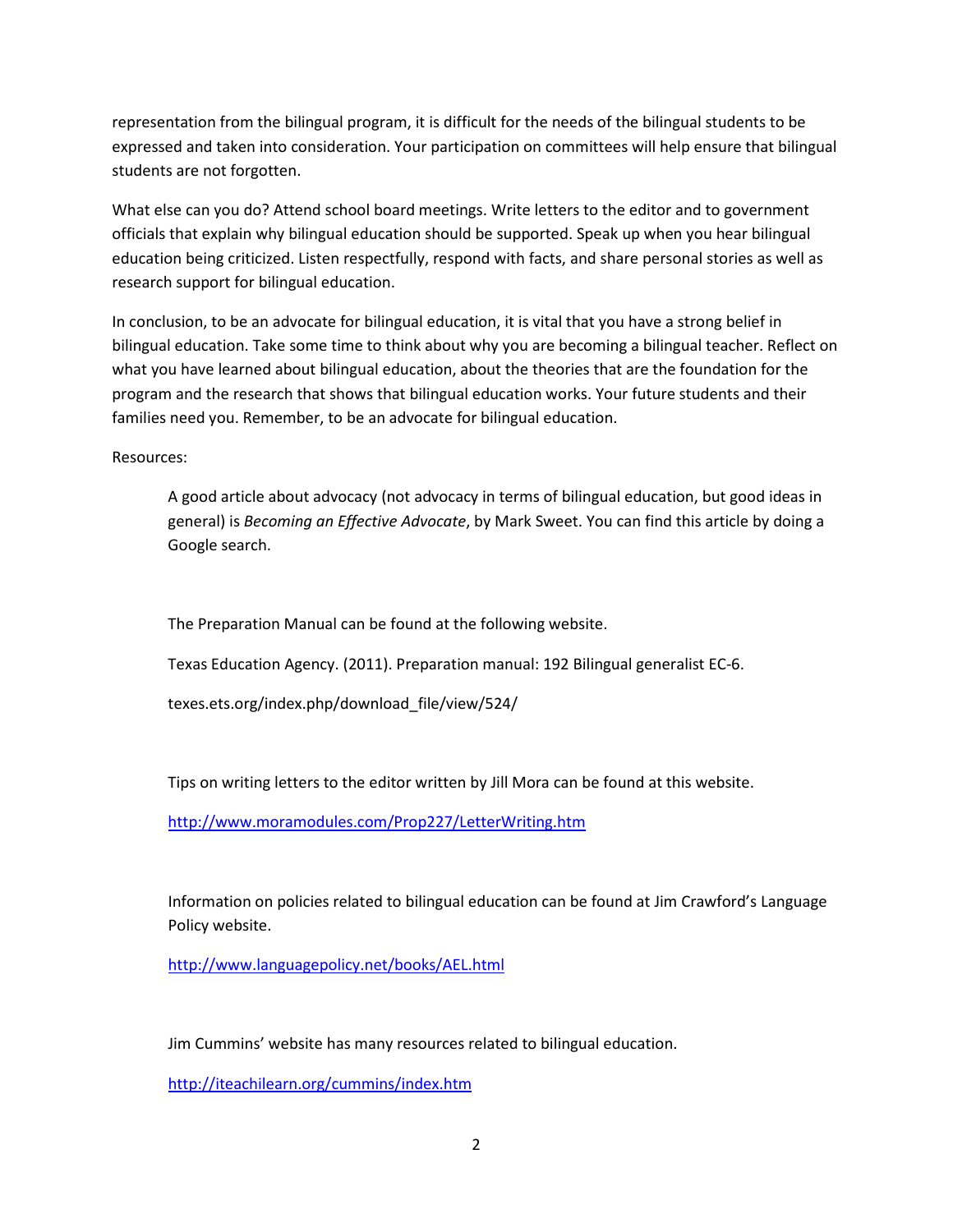representation from the bilingual program, it is difficult for the needs of the bilingual students to be expressed and taken into consideration. Your participation on committees will help ensure that bilingual students are not forgotten.

What else can you do? Attend school board meetings. Write letters to the editor and to government officials that explain why bilingual education should be supported. Speak up when you hear bilingual education being criticized. Listen respectfully, respond with facts, and share personal stories as well as research support for bilingual education.

In conclusion, to be an advocate for bilingual education, it is vital that you have a strong belief in bilingual education. Take some time to think about why you are becoming a bilingual teacher. Reflect on what you have learned about bilingual education, about the theories that are the foundation for the program and the research that shows that bilingual education works. Your future students and their families need you. Remember, to be an advocate for bilingual education.

Resources:

A good article about advocacy (not advocacy in terms of bilingual education, but good ideas in general) is *Becoming an Effective Advocate*, by Mark Sweet. You can find this article by doing a Google search.

The Preparation Manual can be found at the following website.

Texas Education Agency. (2011). Preparation manual: 192 Bilingual generalist EC-6.

texes.ets.org/index.php/download_file/view/524/

Tips on writing letters to the editor written by Jill Mora can be found at this website.

http://www.moramodules.com/Prop227/LetterWriting.htm

Information on policies related to bilingual education can be found at Jim Crawford's Language Policy website.

http://www.languagepolicy.net/books/AEL.html

Jim Cummins' website has many resources related to bilingual education.

http://iteachilearn.org/cummins/index.htm